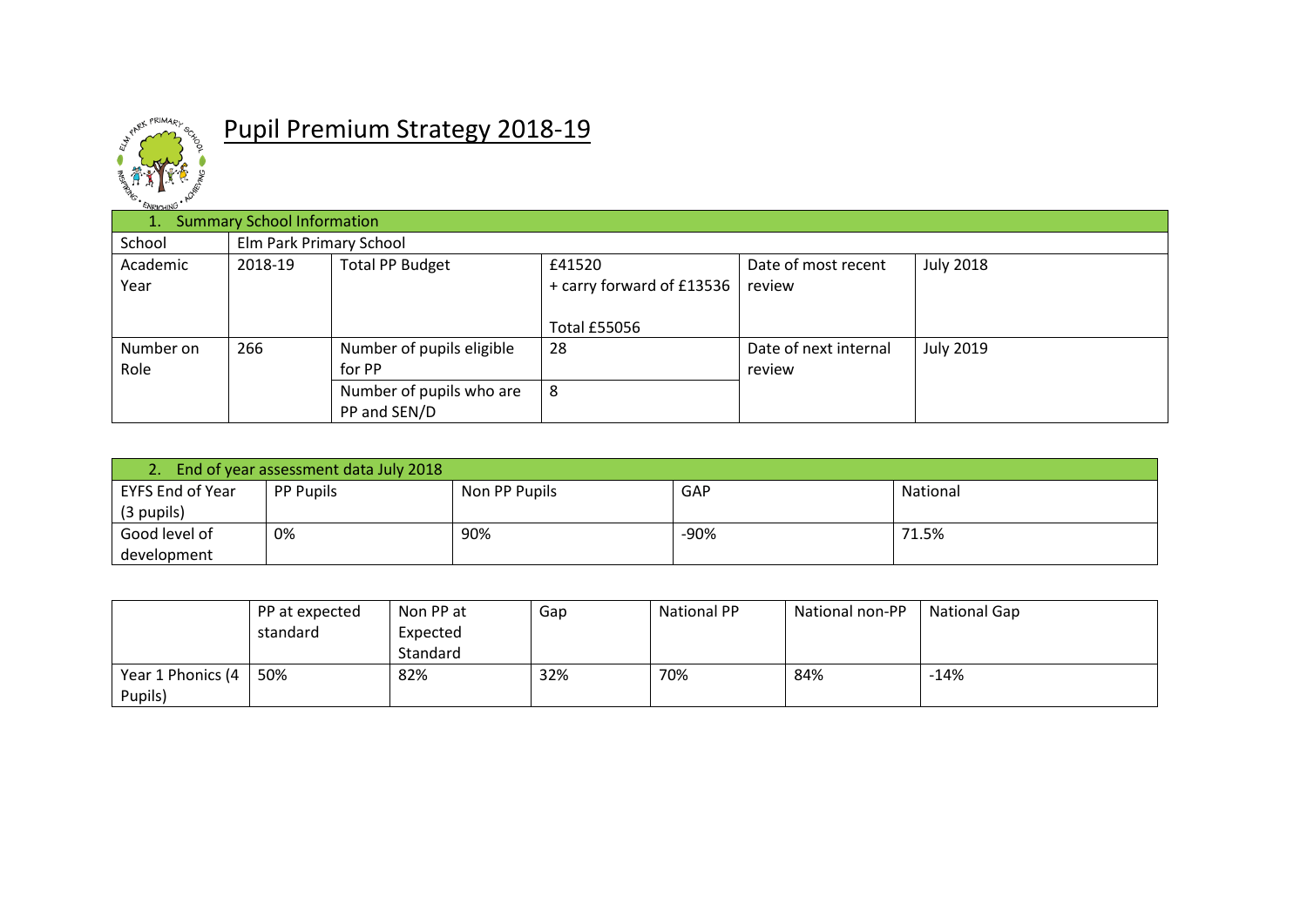# Pupil Premium Strategy 2018-19

| 1. Summary School Information | | | | | |
|---|---|---|---|---|---|
| School | Elm Park Primary School | | | | |
| Academic Year | 2018-19 | Total PP Budget | £41520<br>+ carry forward of £13536<br><br>Total £55056 | Date of most recent review | July 2018 |
| Number on Role | 266 | Number of pupils eligible for PP | 28 | Date of next internal review | July 2019 |
| | | Number of pupils who are PP and SEN/D | 8 | | |

| 2. End of year assessment data July 2018 | | | | |
|---|---|---|---|---|
| EYFS End of Year (3 pupils) | PP Pupils | Non PP Pupils | GAP | National |
| Good level of development | 0% | 90% | -90% | 71.5% |

| | PP at expected standard | Non PP at Expected Standard | Gap | National PP | National non-PP | National Gap |
|---|---|---|---|---|---|---|
| Year 1 Phonics (4 Pupils) | 50% | 82% | 32% | 70% | 84% | -14% |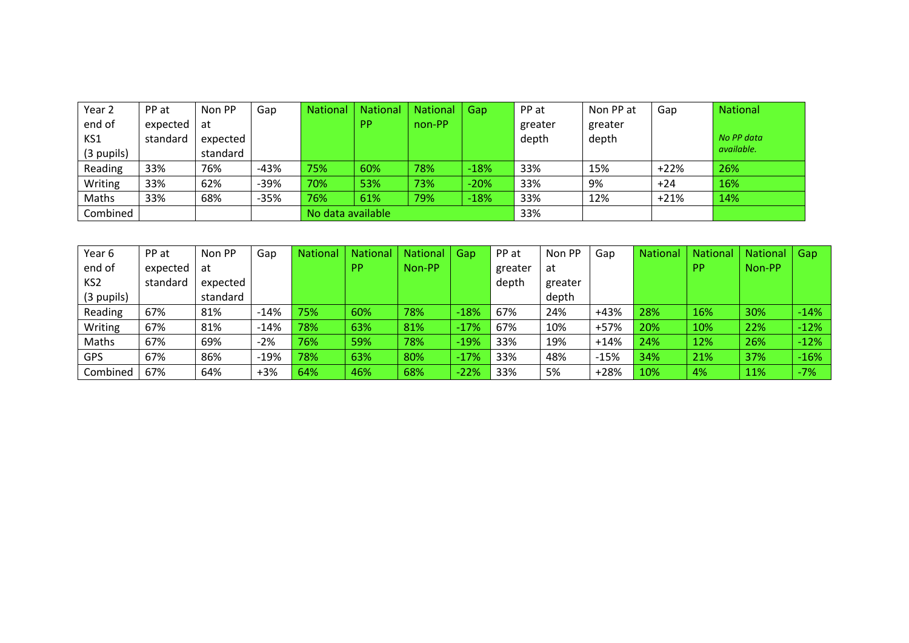| Year 2 end of KS1 (3 pupils) | PP at expected standard | Non PP at expected standard | Gap | National | National PP | National non-PP | Gap | PP at greater depth | Non PP at greater depth | Gap | National *No PP data available.* |
|---|---|---|---|---|---|---|---|---|---|---|---|
| Reading | 33% | 76% | -43% | 75% | 60% | 78% | -18% | 33% | 15% | +22% | 26% |
| Writing | 33% | 62% | -39% | 70% | 53% | 73% | -20% | 33% | 9% | +24 | 16% |
| Maths | 33% | 68% | -35% | 76% | 61% | 79% | -18% | 33% | 12% | +21% | 14% |
| Combined | | | | No data available | | | | 33% | | | |

| Year 6 end of KS2 (3 pupils) | PP at expected standard | Non PP at expected standard | Gap | National | National PP | National Non-PP | Gap | PP at greater depth | Non PP at greater depth | Gap | National | National PP | National Non-PP | Gap |
|---|---|---|---|---|---|---|---|---|---|---|---|---|---|---|
| Reading | 67% | 81% | -14% | 75% | 60% | 78% | -18% | 67% | 24% | +43% | 28% | 16% | 30% | -14% |
| Writing | 67% | 81% | -14% | 78% | 63% | 81% | -17% | 67% | 10% | +57% | 20% | 10% | 22% | -12% |
| Maths | 67% | 69% | -2% | 76% | 59% | 78% | -19% | 33% | 19% | +14% | 24% | 12% | 26% | -12% |
| GPS | 67% | 86% | -19% | 78% | 63% | 80% | -17% | 33% | 48% | -15% | 34% | 21% | 37% | -16% |
| Combined | 67% | 64% | +3% | 64% | 46% | 68% | -22% | 33% | 5% | +28% | 10% | 4% | 11% | -7% |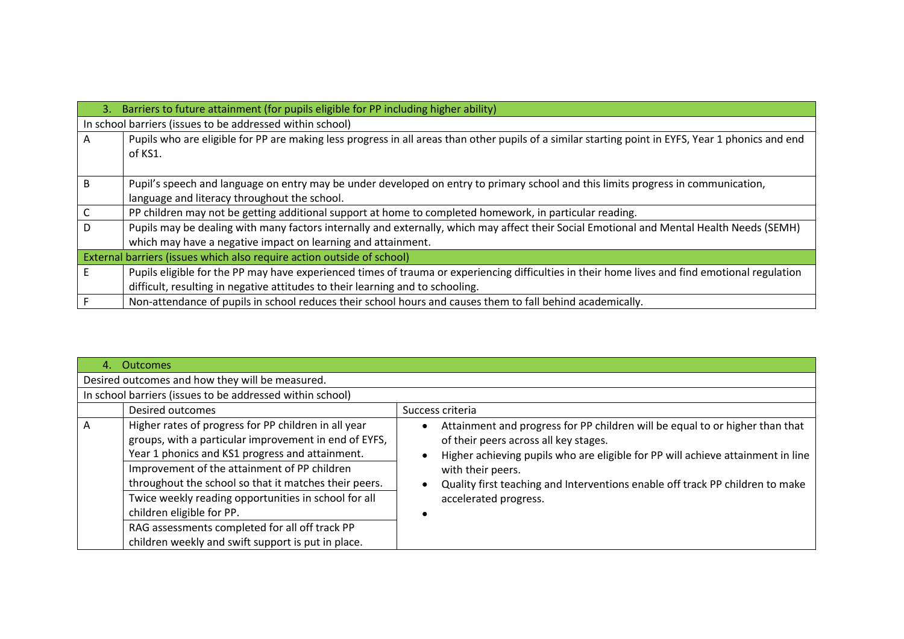| 3. Barriers to future attainment (for pupils eligible for PP including higher ability) | |
|---|---|
| In school barriers (issues to be addressed within school) | |
| A | Pupils who are eligible for PP are making less progress in all areas than other pupils of a similar starting point in EYFS, Year 1 phonics and end of KS1. |
| B | Pupil's speech and language on entry may be under developed on entry to primary school and this limits progress in communication, language and literacy throughout the school. |
| C | PP children may not be getting additional support at home to completed homework, in particular reading. |
| D | Pupils may be dealing with many factors internally and externally, which may affect their Social Emotional and Mental Health Needs (SEMH) which may have a negative impact on learning and attainment. |
| External barriers (issues which also require action outside of school) | |
| E | Pupils eligible for the PP may have experienced times of trauma or experiencing difficulties in their home lives and find emotional regulation difficult, resulting in negative attitudes to their learning and to schooling. |
| F | Non-attendance of pupils in school reduces their school hours and causes them to fall behind academically. |

| 4. Outcomes | | |
|---|---|---|
| Desired outcomes and how they will be measured. | | |
| In school barriers (issues to be addressed within school) | | |
| | Desired outcomes | Success criteria |
| A | Higher rates of progress for PP children in all year groups, with a particular improvement in end of EYFS, Year 1 phonics and KS1 progress and attainment.<br>Improvement of the attainment of PP children throughout the school so that it matches their peers.<br>Twice weekly reading opportunities in school for all children eligible for PP.<br>RAG assessments completed for all off track PP children weekly and swift support is put in place. | • Attainment and progress for PP children will be equal to or higher than that of their peers across all key stages.<br>• Higher achieving pupils who are eligible for PP will achieve attainment in line with their peers.<br>• Quality first teaching and Interventions enable off track PP children to make accelerated progress.<br>• |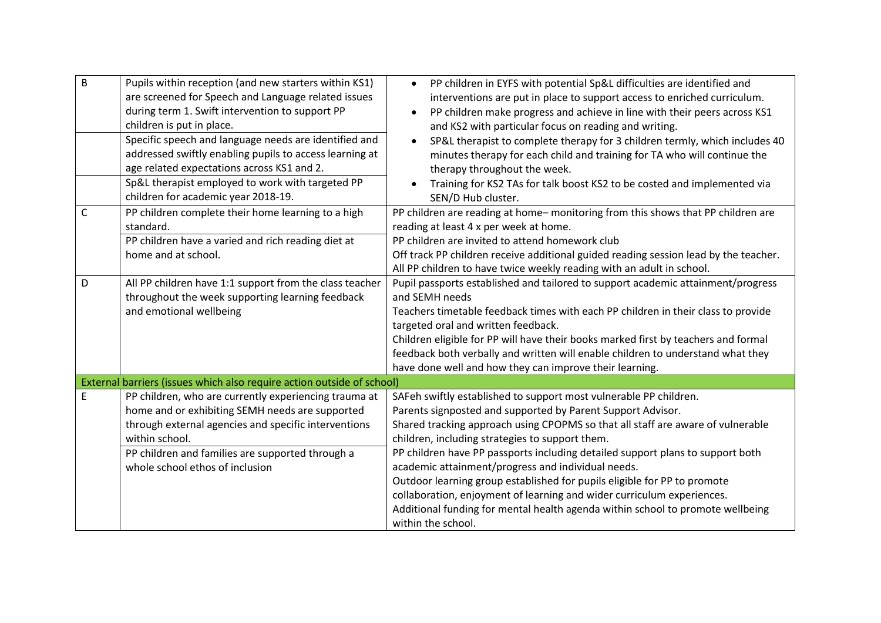| | | |
|---|---|---|
| B | Pupils within reception (and new starters within KS1) are screened for Speech and Language related issues during term 1. Swift intervention to support PP children is put in place. | • PP children in EYFS with potential Sp&L difficulties are identified and interventions are put in place to support access to enriched curriculum.<br>• PP children make progress and achieve in line with their peers across KS1 and KS2 with particular focus on reading and writing.<br>• SP&L therapist to complete therapy for 3 children termly, which includes 40 minutes therapy for each child and training for TA who will continue the therapy throughout the week.<br>• Training for KS2 TAs for talk boost KS2 to be costed and implemented via SEN/D Hub cluster. |
| | Specific speech and language needs are identified and addressed swiftly enabling pupils to access learning at age related expectations across KS1 and 2. | |
| | Sp&L therapist employed to work with targeted PP children for academic year 2018-19. | |
| C | PP children complete their home learning to a high standard.<br>PP children have a varied and rich reading diet at home and at school. | PP children are reading at home– monitoring from this shows that PP children are reading at least 4 x per week at home.<br>PP children are invited to attend homework club<br>Off track PP children receive additional guided reading session lead by the teacher.<br>All PP children to have twice weekly reading with an adult in school. |
| D | All PP children have 1:1 support from the class teacher throughout the week supporting learning feedback and emotional wellbeing | Pupil passports established and tailored to support academic attainment/progress and SEMH needs<br>Teachers timetable feedback times with each PP children in their class to provide targeted oral and written feedback.<br>Children eligible for PP will have their books marked first by teachers and formal feedback both verbally and written will enable children to understand what they have done well and how they can improve their learning. |
| **External barriers (issues which also require action outside of school)** | | |
| E | PP children, who are currently experiencing trauma at home and or exhibiting SEMH needs are supported through external agencies and specific interventions within school.<br>PP children and families are supported through a whole school ethos of inclusion | SAFeh swiftly established to support most vulnerable PP children.<br>Parents signposted and supported by Parent Support Advisor.<br>Shared tracking approach using CPOPMS so that all staff are aware of vulnerable children, including strategies to support them.<br>PP children have PP passports including detailed support plans to support both academic attainment/progress and individual needs.<br>Outdoor learning group established for pupils eligible for PP to promote collaboration, enjoyment of learning and wider curriculum experiences.<br>Additional funding for mental health agenda within school to promote wellbeing within the school. |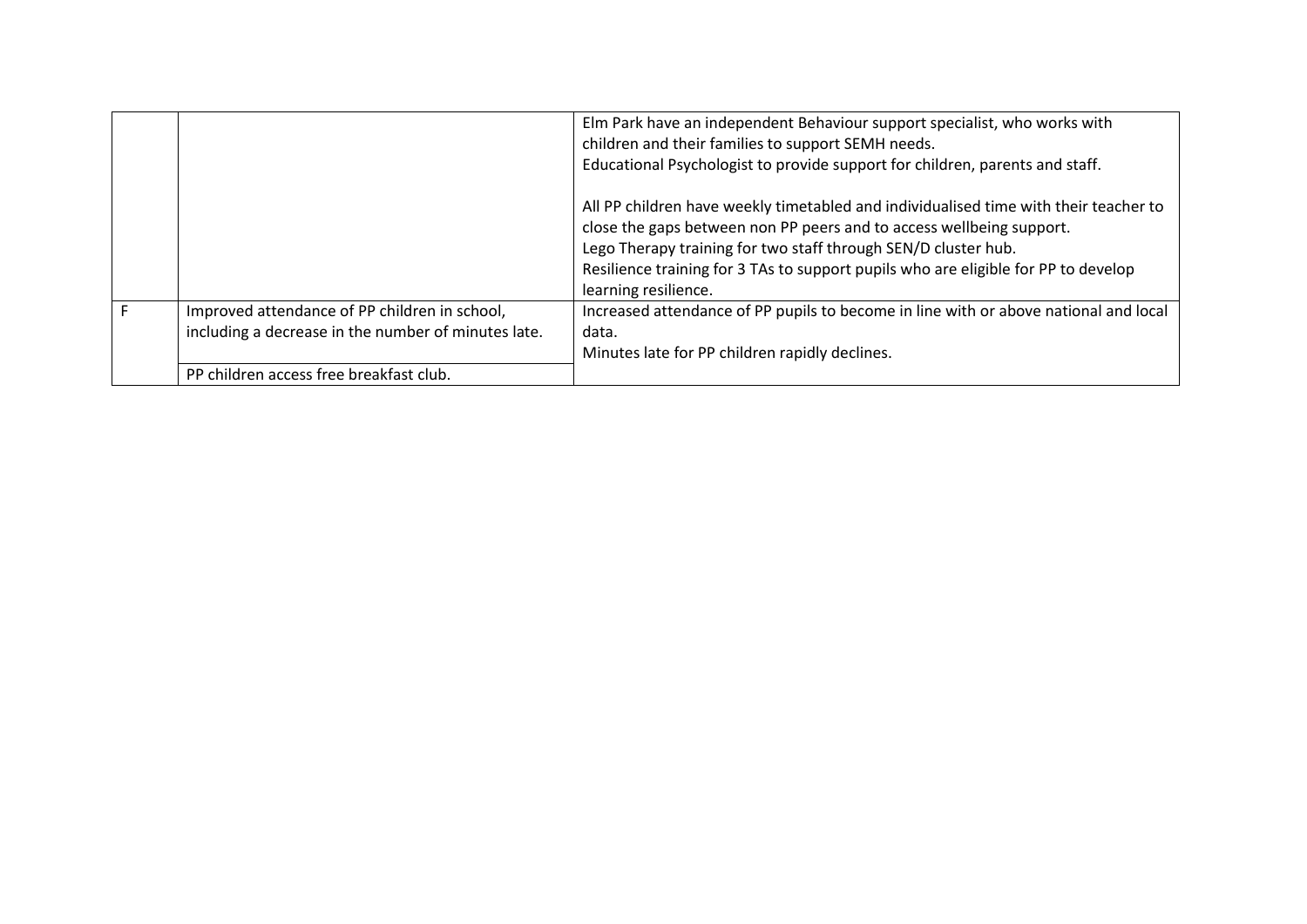| | | |
|---|---|---|
| | | Elm Park have an independent Behaviour support specialist, who works with children and their families to support SEMH needs.<br>Educational Psychologist to provide support for children, parents and staff.<br><br>All PP children have weekly timetabled and individualised time with their teacher to close the gaps between non PP peers and to access wellbeing support.<br>Lego Therapy training for two staff through SEN/D cluster hub.<br>Resilience training for 3 TAs to support pupils who are eligible for PP to develop learning resilience. |
| F | Improved attendance of PP children in school, including a decrease in the number of minutes late. | Increased attendance of PP pupils to become in line with or above national and local data.<br>Minutes late for PP children rapidly declines. |
| | PP children access free breakfast club. | |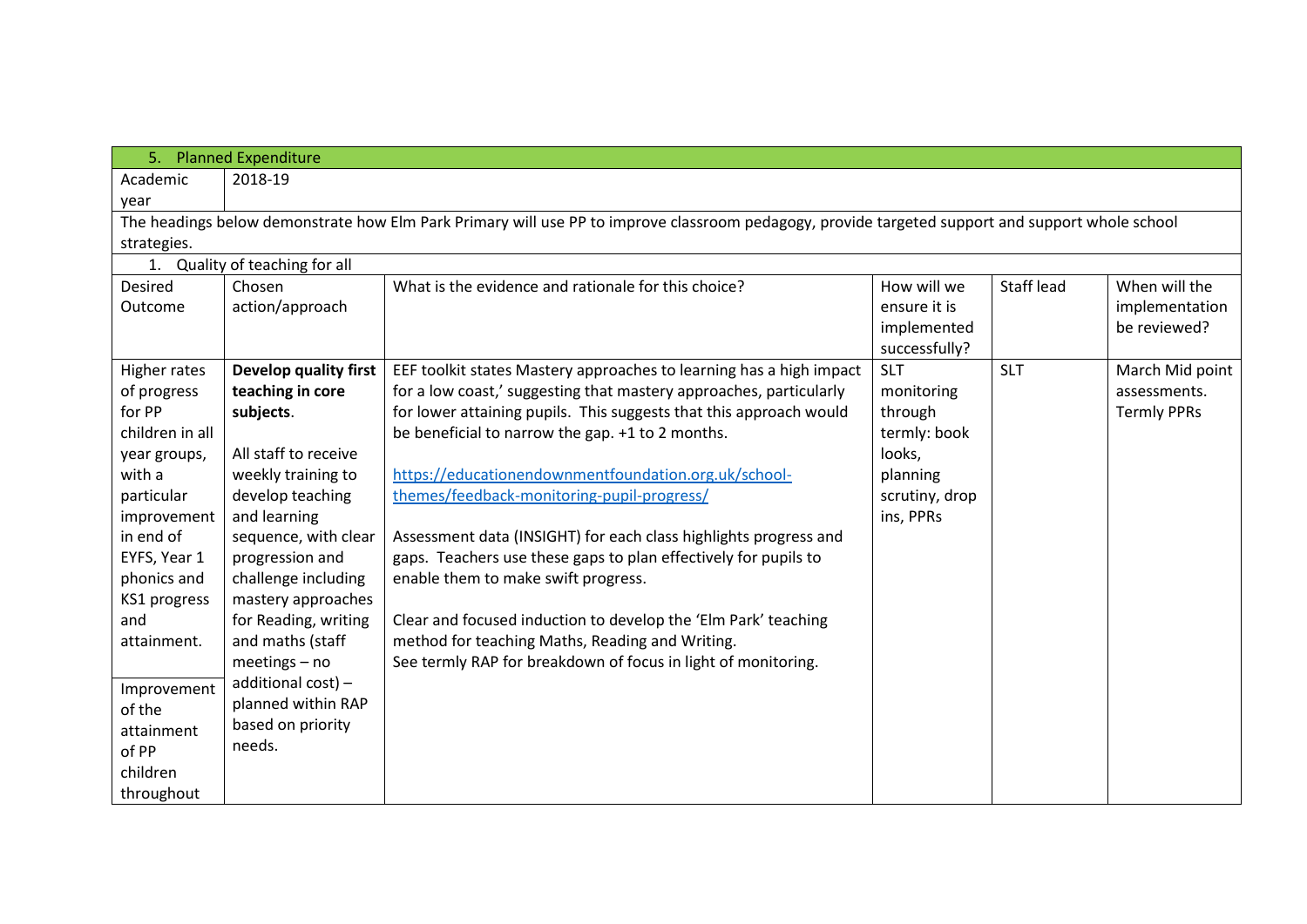| 5. Planned Expenditure | | | | | |
|---|---|---|---|---|---|
| Academic year | 2018-19 | | | | |
| The headings below demonstrate how Elm Park Primary will use PP to improve classroom pedagogy, provide targeted support and support whole school strategies. | | | | | |
| 1. Quality of teaching for all | | | | | |
| Desired Outcome | Chosen action/approach | What is the evidence and rationale for this choice? | How will we ensure it is implemented successfully? | Staff lead | When will the implementation be reviewed? |
| Higher rates of progress for PP children in all year groups, with a particular improvement in end of EYFS, Year 1 phonics and KS1 progress and attainment.<br><br>Improvement of the attainment of PP children throughout | **Develop quality first teaching in core subjects**.<br><br>All staff to receive weekly training to develop teaching and learning sequence, with clear progression and challenge including mastery approaches for Reading, writing and maths (staff meetings – no additional cost) – planned within RAP based on priority needs. | EEF toolkit states Mastery approaches to learning has a high impact for a low coast,' suggesting that mastery approaches, particularly for lower attaining pupils. This suggests that this approach would be beneficial to narrow the gap. +1 to 2 months.<br><br>[https://educationendowmentfoundation.org.uk/school-themes/feedback-monitoring-pupil-progress/](https://educationendowmentfoundation.org.uk/school-themes/feedback-monitoring-pupil-progress/)<br><br>Assessment data (INSIGHT) for each class highlights progress and gaps. Teachers use these gaps to plan effectively for pupils to enable them to make swift progress.<br><br>Clear and focused induction to develop the 'Elm Park' teaching method for teaching Maths, Reading and Writing.<br>See termly RAP for breakdown of focus in light of monitoring. | SLT monitoring through termly: book looks, planning scrutiny, drop ins, PPRs | SLT | March Mid point assessments.<br>Termly PPRs |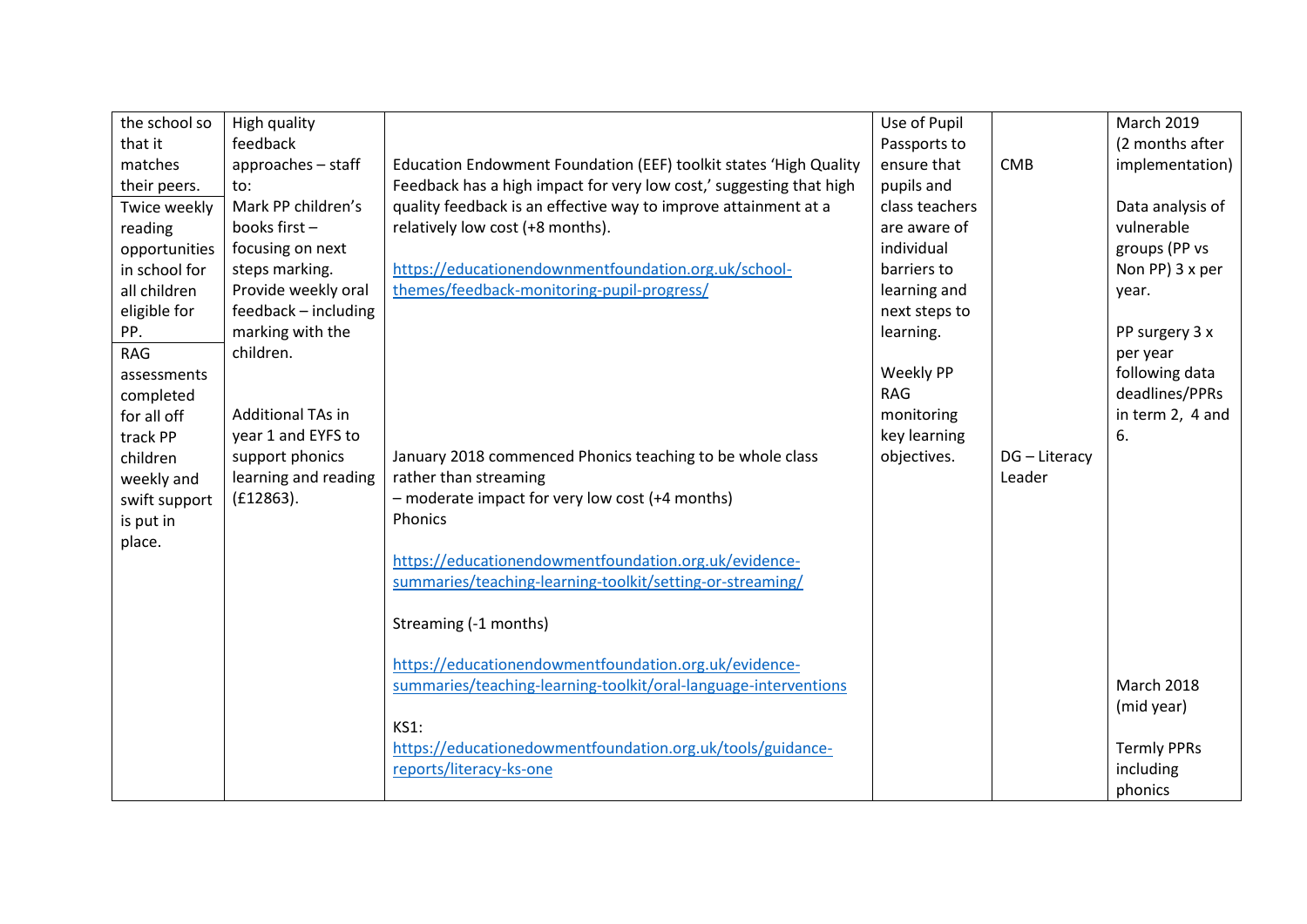| | | | | | |
|---|---|---|---|---|---|
| the school so that it matches their peers. | High quality feedback approaches – staff to: Mark PP children's books first – focusing on next steps marking. Provide weekly oral feedback – including marking with the children. | Education Endowment Foundation (EEF) toolkit states 'High Quality Feedback has a high impact for very low cost,' suggesting that high quality feedback is an effective way to improve attainment at a relatively low cost (+8 months).<br><br>https://educationendownmentfoundation.org.uk/school-themes/feedback-monitoring-pupil-progress/ | Use of Pupil Passports to ensure that pupils and class teachers are aware of individual barriers to learning and next steps to learning.<br><br>Weekly PP RAG monitoring key learning objectives. | CMB | March 2019 (2 months after implementation)<br><br>Data analysis of vulnerable groups (PP vs Non PP) 3 x per year.<br><br>PP surgery 3 x per year following data deadlines/PPRs in term 2, 4 and 6. |
| Twice weekly reading opportunities in school for all children eligible for PP. | | | | | |
| RAG assessments completed for all off track PP children weekly and swift support is put in place. | Additional TAs in year 1 and EYFS to support phonics learning and reading (£12863). | January 2018 commenced Phonics teaching to be whole class rather than streaming<br>– moderate impact for very low cost (+4 months)<br>Phonics<br><br>https://educationendowmentfoundation.org.uk/evidence-summaries/teaching-learning-toolkit/setting-or-streaming/<br><br>Streaming (-1 months)<br><br>https://educationendowmentfoundation.org.uk/evidence-summaries/teaching-learning-toolkit/oral-language-interventions<br><br>KS1:<br>https://educationedowmentfoundation.org.uk/tools/guidance-reports/literacy-ks-one | | DG – Literacy Leader | March 2018 (mid year)<br><br>Termly PPRs including phonics |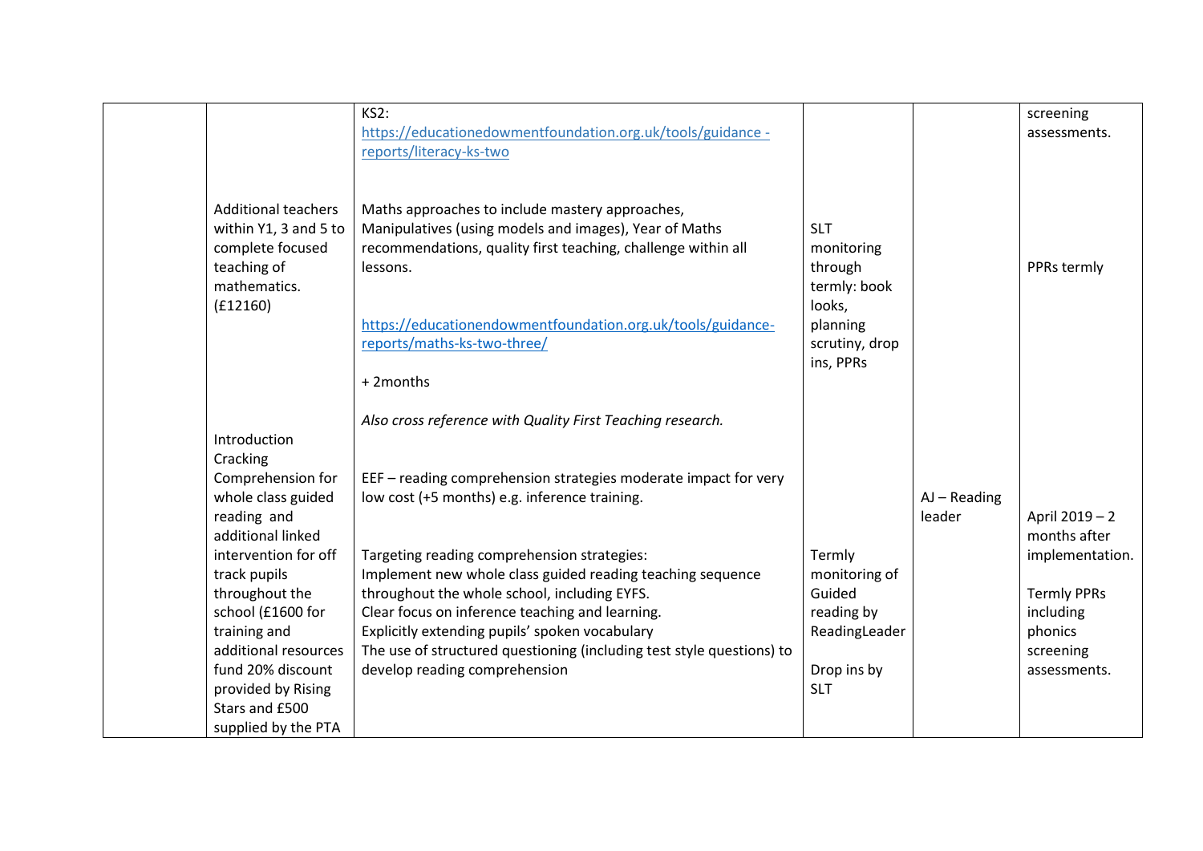|  |  |  |  |  |  |
|---|---|---|---|---|---|
|  |  | KS2: [https://educationedowmentfoundation.org.uk/tools/guidance -reports/literacy-ks-two](https://educationedowmentfoundation.org.uk/tools/guidance-reports/literacy-ks-two) |  |  | screening assessments. |
|  | Additional teachers within Y1, 3 and 5 to complete focused teaching of mathematics. (£12160) | Maths approaches to include mastery approaches, Manipulatives (using models and images), Year of Maths recommendations, quality first teaching, challenge within all lessons.<br><br>[https://educationendowmentfoundation.org.uk/tools/guidance-reports/maths-ks-two-three/](https://educationendowmentfoundation.org.uk/tools/guidance-reports/maths-ks-two-three/)<br><br>+ 2months<br><br>*Also cross reference with Quality First Teaching research.* | SLT monitoring through termly: book looks, planning scrutiny, drop ins, PPRs |  | PPRs termly |
|  | Introduction Cracking Comprehension for whole class guided reading and additional linked intervention for off track pupils throughout the school (£1600 for training and additional resources fund 20% discount provided by Rising Stars and £500 supplied by the PTA | EEF – reading comprehension strategies moderate impact for very low cost (+5 months) e.g. inference training.<br><br>Targeting reading comprehension strategies:<br>Implement new whole class guided reading teaching sequence throughout the whole school, including EYFS.<br>Clear focus on inference teaching and learning.<br>Explicitly extending pupils' spoken vocabulary<br>The use of structured questioning (including test style questions) to develop reading comprehension | Termly monitoring of Guided reading by ReadingLeader<br><br>Drop ins by SLT | AJ – Reading leader | April 2019 – 2 months after implementation.<br><br>Termly PPRs including phonics screening assessments. |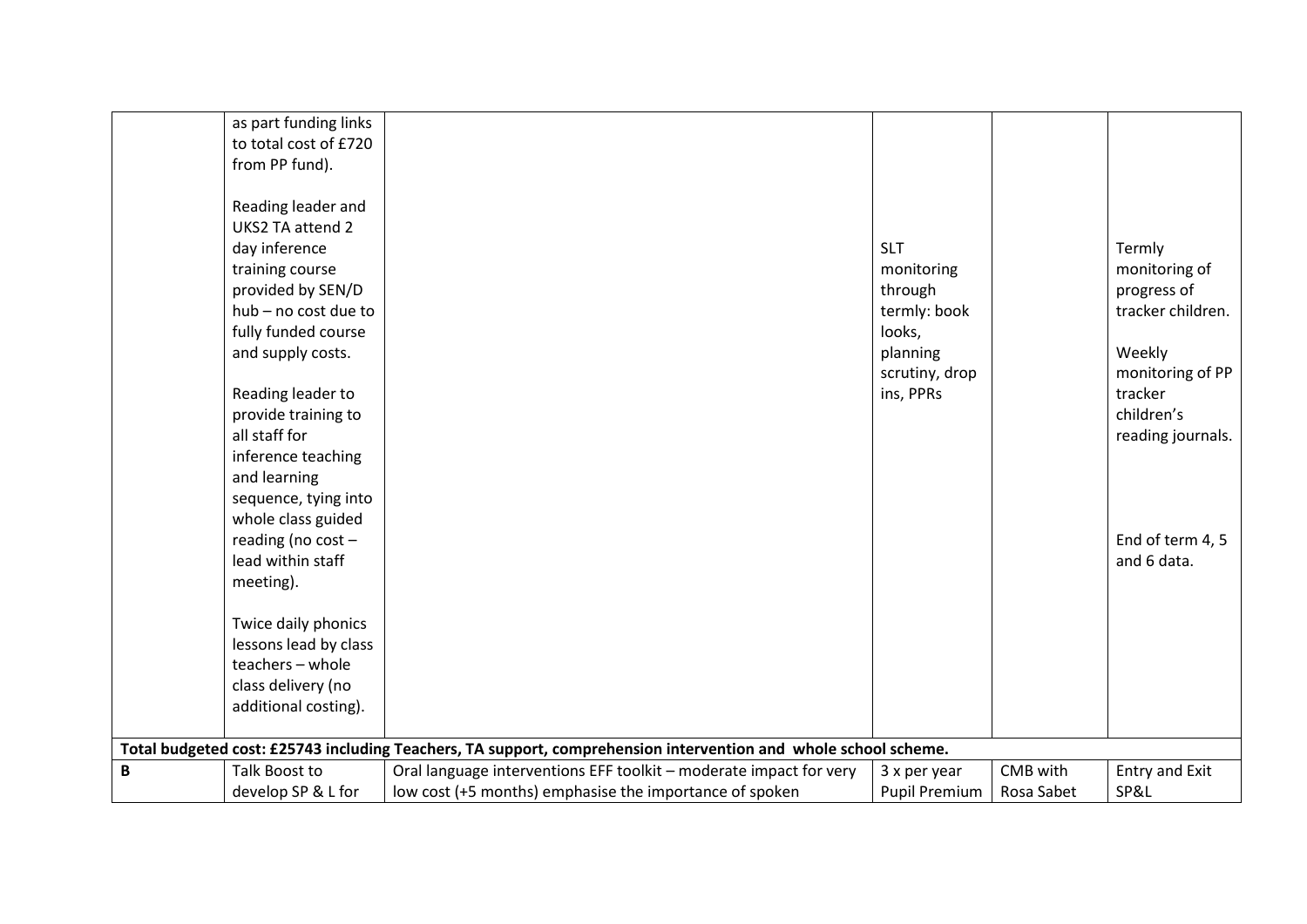| | | | | | |
|---|---|---|---|---|---|
| | as part funding links to total cost of £720 from PP fund).<br><br>Reading leader and UKS2 TA attend 2 day inference training course provided by SEN/D hub – no cost due to fully funded course and supply costs.<br><br>Reading leader to provide training to all staff for inference teaching and learning sequence, tying into whole class guided reading (no cost – lead within staff meeting).<br><br>Twice daily phonics lessons lead by class teachers – whole class delivery (no additional costing). | | SLT monitoring through termly: book looks, planning scrutiny, drop ins, PPRs | | Termly monitoring of progress of tracker children.<br><br>Weekly monitoring of PP tracker children's reading journals.<br><br>End of term 4, 5 and 6 data. |
| **Total budgeted cost: £25743 including Teachers, TA support, comprehension intervention and whole school scheme.** | | | | | |
| **B** | Talk Boost to develop SP & L for | Oral language interventions EFF toolkit – moderate impact for very low cost (+5 months) emphasise the importance of spoken | 3 x per year Pupil Premium | CMB with Rosa Sabet | Entry and Exit SP&L |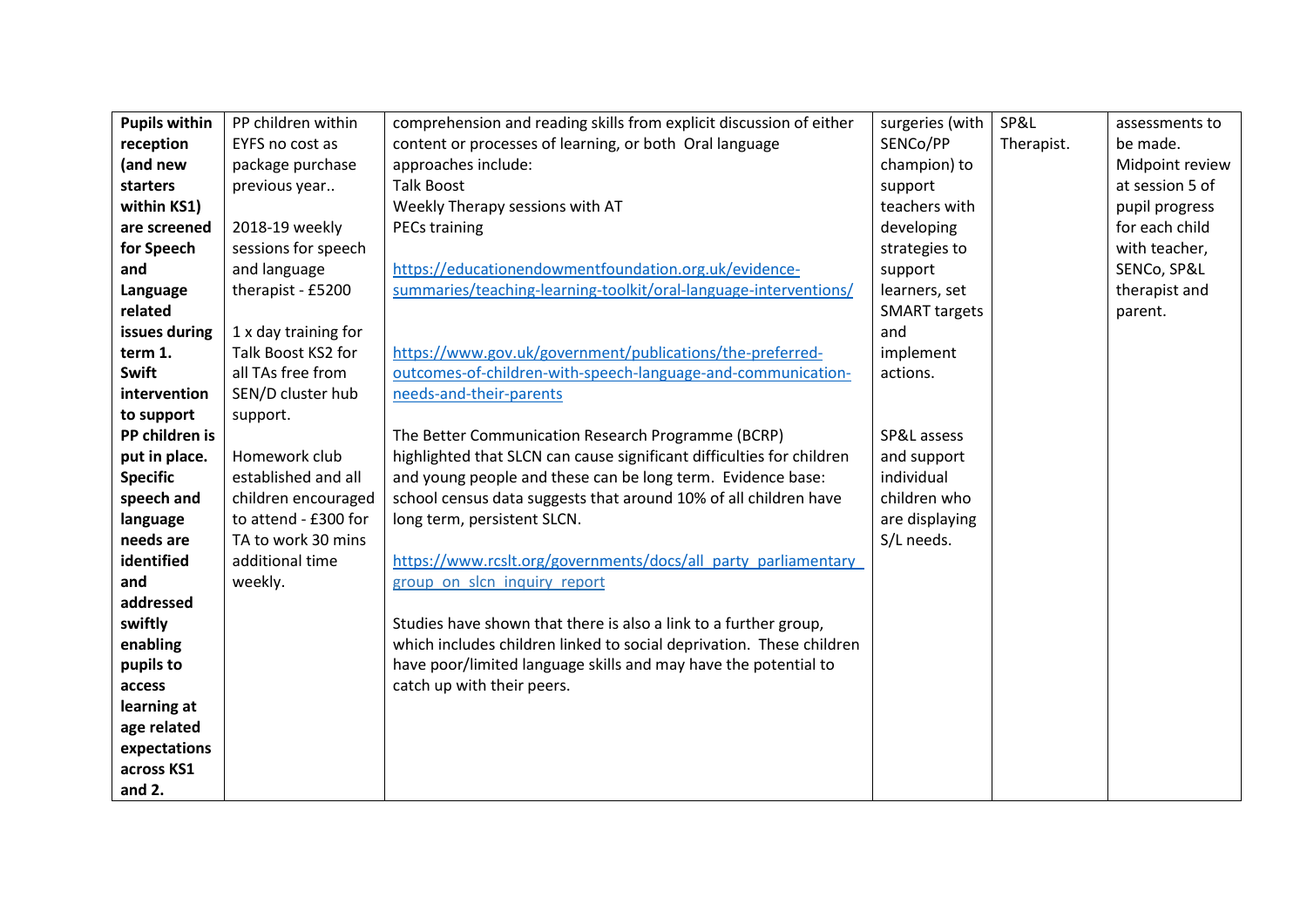| **Pupils within reception (and new starters within KS1) are screened for Speech and Language related issues during term 1. Swift intervention to support PP children is put in place. Specific speech and language needs are identified and addressed swiftly enabling pupils to access learning at age related expectations across KS1 and 2.** | PP children within EYFS no cost as package purchase previous year..<br><br>2018-19 weekly sessions for speech and language therapist - £5200<br><br>1 x day training for Talk Boost KS2 for all TAs free from SEN/D cluster hub support.<br><br>Homework club established and all children encouraged to attend - £300 for TA to work 30 mins additional time weekly. | comprehension and reading skills from explicit discussion of either content or processes of learning, or both Oral language approaches include:<br>Talk Boost<br>Weekly Therapy sessions with AT<br>PECs training<br><br>https://educationendowmentfoundation.org.uk/evidence-summaries/teaching-learning-toolkit/oral-language-interventions/<br><br>https://www.gov.uk/government/publications/the-preferred-outcomes-of-children-with-speech-language-and-communication-needs-and-their-parents<br><br>The Better Communication Research Programme (BCRP) highlighted that SLCN can cause significant difficulties for children and young people and these can be long term. Evidence base: school census data suggests that around 10% of all children have long term, persistent SLCN.<br><br>https://www.rcslt.org/governments/docs/all_party_parliamentary_group_on_slcn_inquiry_report<br><br>Studies have shown that there is also a link to a further group, which includes children linked to social deprivation. These children have poor/limited language skills and may have the potential to catch up with their peers. | surgeries (with SENCo/PP champion) to support teachers with developing strategies to support learners, set SMART targets and implement actions.<br><br>SP&L assess and support individual children who are displaying S/L needs. | SP&L Therapist. | assessments to be made.<br>Midpoint review at session 5 of pupil progress for each child with teacher, SENCo, SP&L therapist and parent. |
|---|---|---|---|---|---|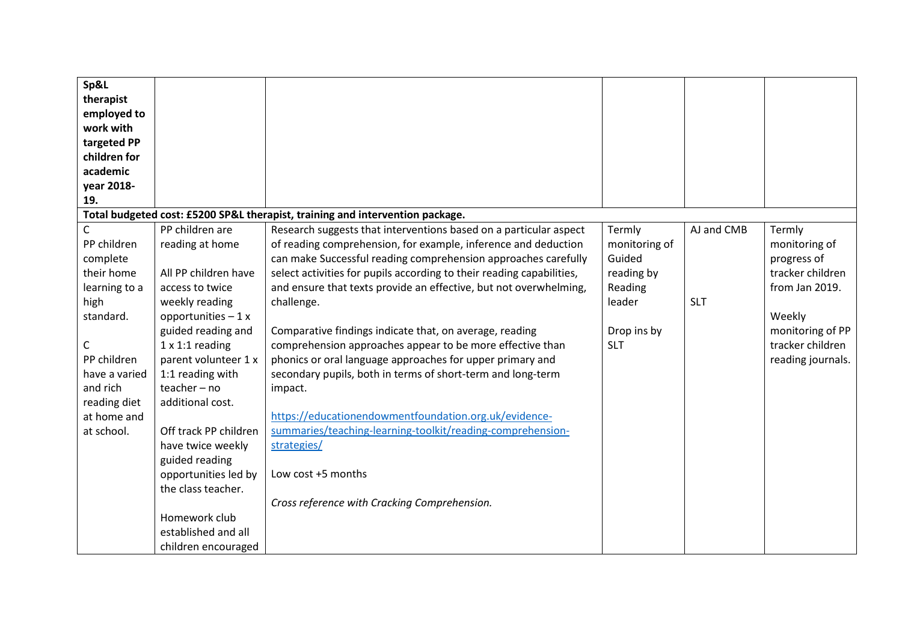| | | | | | |
|---|---|---|---|---|---|
| **Sp&L therapist employed to work with targeted PP children for academic year 2018-19.** | | | | | |
| **Total budgeted cost: £5200 SP&L therapist, training and intervention package.** | | | | | |
| C<br>PP children complete their home learning to a high standard.<br><br>C<br>PP children have a varied and rich reading diet at home and at school. | PP children are reading at home<br><br>All PP children have access to twice weekly reading opportunities – 1 x guided reading and 1 x 1:1 reading parent volunteer 1 x 1:1 reading with teacher – no additional cost.<br><br>Off track PP children have twice weekly guided reading opportunities led by the class teacher.<br><br>Homework club established and all children encouraged | Research suggests that interventions based on a particular aspect of reading comprehension, for example, inference and deduction can make Successful reading comprehension approaches carefully select activities for pupils according to their reading capabilities, and ensure that texts provide an effective, but not overwhelming, challenge.<br><br>Comparative findings indicate that, on average, reading comprehension approaches appear to be more effective than phonics or oral language approaches for upper primary and secondary pupils, both in terms of short-term and long-term impact.<br><br>[https://educationendowmentfoundation.org.uk/evidence-summaries/teaching-learning-toolkit/reading-comprehension-strategies/](https://educationendowmentfoundation.org.uk/evidence-summaries/teaching-learning-toolkit/reading-comprehension-strategies/)<br><br>Low cost +5 months<br><br>*Cross reference with Cracking Comprehension.* | Termly monitoring of Guided reading by Reading leader<br><br>Drop ins by SLT | AJ and CMB<br><br>SLT | Termly monitoring of progress of tracker children from Jan 2019.<br><br>Weekly monitoring of PP tracker children reading journals. |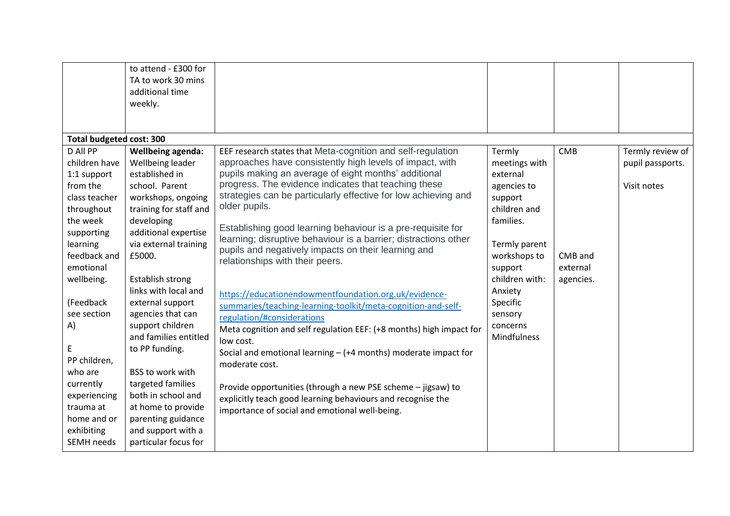| | | | | | |
|---|---|---|---|---|---|
| | to attend - £300 for TA to work 30 mins additional time weekly. | | | | |
| **Total budgeted cost: 300** | | | | | |
| D All PP children have 1:1 support from the class teacher throughout the week supporting learning feedback and emotional wellbeing.<br><br>(Feedback see section A)<br><br>E<br>PP children, who are currently experiencing trauma at home and or exhibiting SEMH needs | **Wellbeing agenda:** Wellbeing leader established in school. Parent workshops, ongoing training for staff and developing additional expertise via external training £5000.<br><br>Establish strong links with local and external support agencies that can support children and families entitled to PP funding.<br><br>BSS to work with targeted families both in school and at home to provide parenting guidance and support with a particular focus for | EEF research states that Meta-cognition and self-regulation approaches have consistently high levels of impact, with pupils making an average of eight months' additional progress. The evidence indicates that teaching these strategies can be particularly effective for low achieving and older pupils.<br><br>Establishing good learning behaviour is a pre-requisite for learning; disruptive behaviour is a barrier; distractions other pupils and negatively impacts on their learning and relationships with their peers.<br><br>https://educationendowmentfoundation.org.uk/evidence-summaries/teaching-learning-toolkit/meta-cognition-and-self-regulation/#considerations<br>Meta cognition and self regulation EEF: (+8 months) high impact for low cost.<br>Social and emotional learning – (+4 months) moderate impact for moderate cost.<br><br>Provide opportunities (through a new PSE scheme – jigsaw) to explicitly teach good learning behaviours and recognise the importance of social and emotional well-being. | Termly meetings with external agencies to support children and families.<br><br>Termly parent workshops to support children with:<br>Anxiety<br>Specific sensory concerns<br>Mindfulness | CMB<br><br><br><br><br><br><br>CMB and external agencies. | Termly review of pupil passports.<br><br>Visit notes |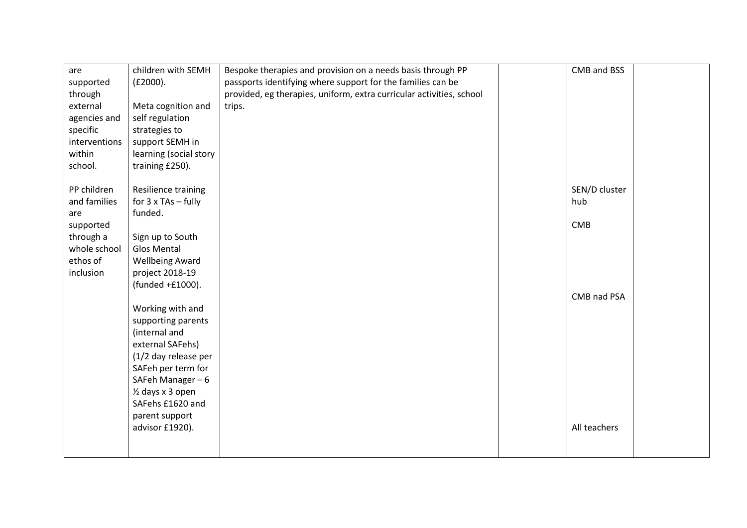| | | | | | |
|---|---|---|---|---|---|
| are supported through external agencies and specific interventions within school.<br><br>PP children and families are supported through a whole school ethos of inclusion | children with SEMH (£2000).<br><br>Meta cognition and self regulation strategies to support SEMH in learning (social story training £250).<br><br>Resilience training for 3 x TAs – fully funded.<br><br>Sign up to South Glos Mental Wellbeing Award project 2018-19 (funded +£1000).<br><br>Working with and supporting parents (internal and external SAFehs) (1/2 day release per SAFeh per term for SAFeh Manager – 6 ½ days x 3 open SAFehs £1620 and parent support advisor £1920). | Bespoke therapies and provision on a needs basis through PP passports identifying where support for the families can be provided, eg therapies, uniform, extra curricular activities, school trips. | | CMB and BSS<br><br>SEN/D cluster hub<br><br>CMB<br><br>CMB nad PSA<br><br>All teachers | |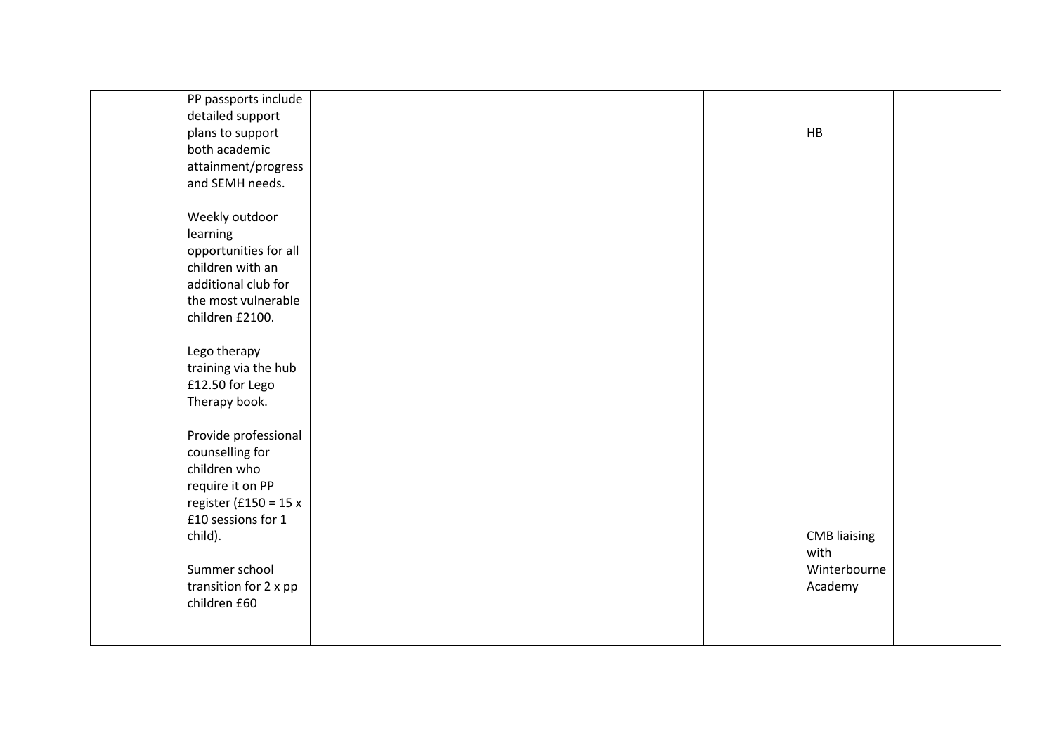| | | | | | |
|---|---|---|---|---|---|
| | PP passports include detailed support plans to support both academic attainment/progress and SEMH needs.<br><br>Weekly outdoor learning opportunities for all children with an additional club for the most vulnerable children £2100.<br><br>Lego therapy training via the hub £12.50 for Lego Therapy book.<br><br>Provide professional counselling for children who require it on PP register (£150 = 15 x £10 sessions for 1 child).<br><br>Summer school transition for 2 x pp children £60 | | | HB<br><br>CMB liaising with Winterbourne Academy | |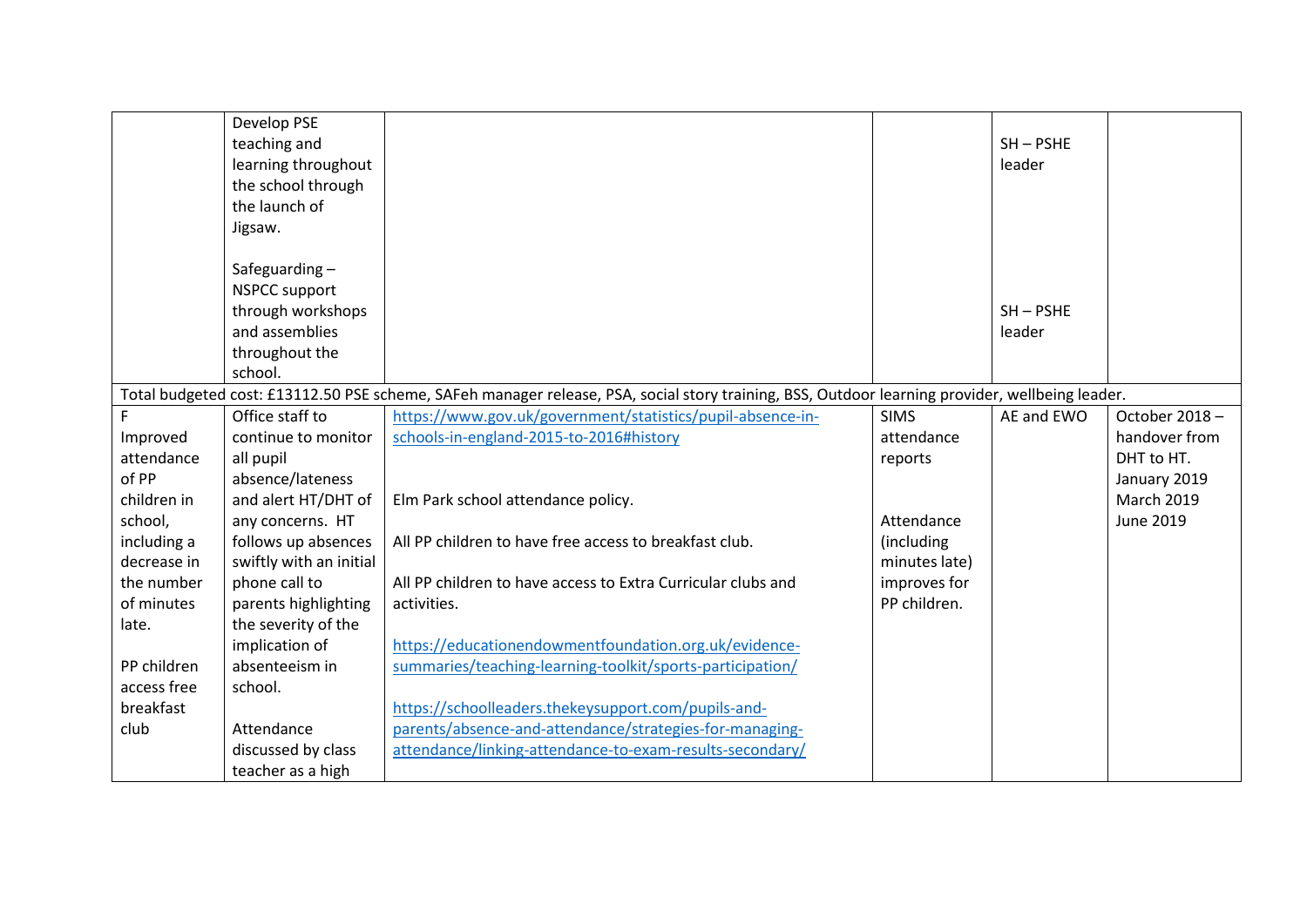| | | | | | |
|---|---|---|---|---|---|
| | Develop PSE teaching and learning throughout the school through the launch of Jigsaw.<br><br>Safeguarding – NSPCC support through workshops and assemblies throughout the school. | | | SH – PSHE leader<br><br>SH – PSHE leader | |
| Total budgeted cost: £13112.50 PSE scheme, SAFeh manager release, PSA, social story training, BSS, Outdoor learning provider, wellbeing leader. | | | | | |
| F<br>Improved attendance of PP children in school, including a decrease in the number of minutes late.<br><br>PP children access free breakfast club | Office staff to continue to monitor all pupil absence/lateness and alert HT/DHT of any concerns. HT follows up absences swiftly with an initial phone call to parents highlighting the severity of the implication of absenteeism in school.<br><br>Attendance discussed by class teacher as a high | https://www.gov.uk/government/statistics/pupil-absence-in-schools-in-england-2015-to-2016#history<br><br>Elm Park school attendance policy.<br><br>All PP children to have free access to breakfast club.<br><br>All PP children to have access to Extra Curricular clubs and activities.<br><br>https://educationendowmentfoundation.org.uk/evidence-summaries/teaching-learning-toolkit/sports-participation/<br><br>https://schoolleaders.thekeysupport.com/pupils-and-parents/absence-and-attendance/strategies-for-managing-attendance/linking-attendance-to-exam-results-secondary/ | SIMS attendance reports<br><br>Attendance (including minutes late) improves for PP children. | AE and EWO | October 2018 – handover from DHT to HT.<br>January 2019<br>March 2019<br>June 2019 |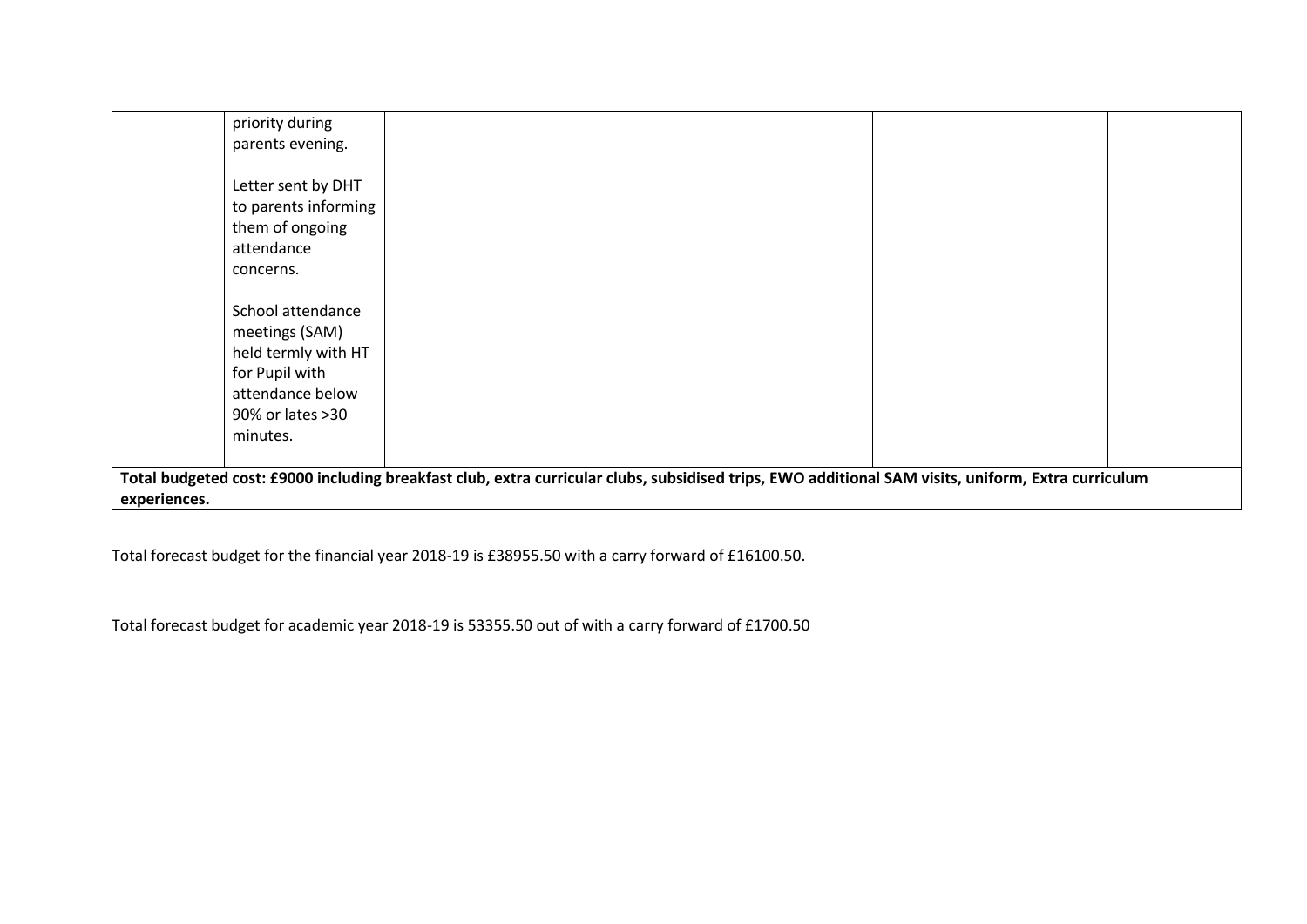| | | | | | |
|---|---|---|---|---|---|
| | priority during parents evening.<br><br>Letter sent by DHT to parents informing them of ongoing attendance concerns.<br><br>School attendance meetings (SAM) held termly with HT for Pupil with attendance below 90% or lates >30 minutes. | | | | |
| **Total budgeted cost: £9000 including breakfast club, extra curricular clubs, subsidised trips, EWO additional SAM visits, uniform, Extra curriculum experiences.** | | | | | |

Total forecast budget for the financial year 2018-19 is £38955.50 with a carry forward of £16100.50.

Total forecast budget for academic year 2018-19 is 53355.50 out of with a carry forward of £1700.50